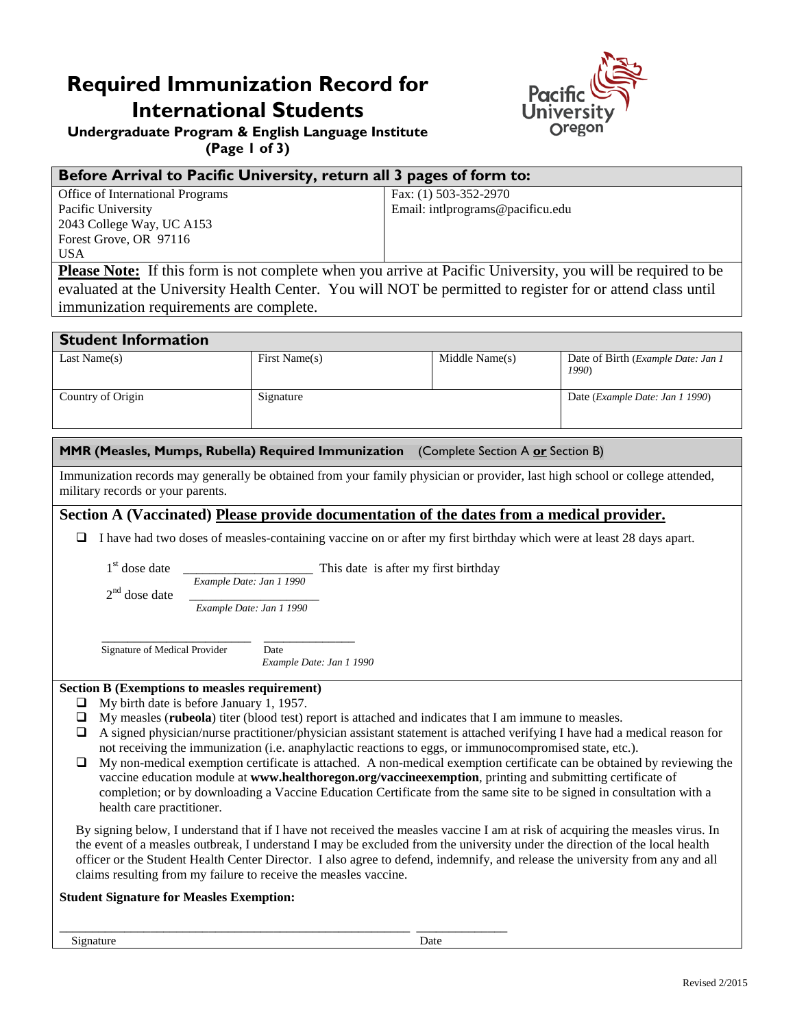# Required Immunization Record for International Students

**Undergraduate Program & English Language Institute**
**(Page 1 of 3)**

## Before Arrival to Pacific University, return all 3 pages of form to:

| | |
|---|---|
| Office of International Programs<br>Pacific University<br>2043 College Way, UC A153<br>Forest Grove, OR 97116<br>USA | Fax: (1) 503-352-2970<br>Email: intlprograms@pacificu.edu |

**Please Note:** If this form is not complete when you arrive at Pacific University, you will be required to be evaluated at the University Health Center. You will NOT be permitted to register for or attend class until immunization requirements are complete.

## Student Information

| Last Name(s) | First Name(s) | Middle Name(s) | Date of Birth (*Example Date: Jan 1 1990*) |
|---|---|---|---|
| Country of Origin | Signature | | Date (*Example Date: Jan 1 1990*) |

## MMR (Measles, Mumps, Rubella) Required Immunization (Complete Section A **or** Section B)

Immunization records may generally be obtained from your family physician or provider, last high school or college attended, military records or your parents.

### Section A (Vaccinated) Please provide documentation of the dates from a medical provider.

- ❑ I have had two doses of measles-containing vaccine on or after my first birthday which were at least 28 days apart.

1st dose date ____________________ This date is after my first birthday
*Example Date: Jan 1 1990*

2nd dose date ____________________
*Example Date: Jan 1 1990*

________________________ _______________
Signature of Medical Provider Date
*Example Date: Jan 1 1990*

### Section B (Exemptions to measles requirement)

- ❑ My birth date is before January 1, 1957.
- ❑ My measles (**rubeola**) titer (blood test) report is attached and indicates that I am immune to measles.
- ❑ A signed physician/nurse practitioner/physician assistant statement is attached verifying I have had a medical reason for not receiving the immunization (i.e. anaphylactic reactions to eggs, or immunocompromised state, etc.).
- ❑ My non-medical exemption certificate is attached. A non-medical exemption certificate can be obtained by reviewing the vaccine education module at **www.healthoregon.org/vaccineexemption**, printing and submitting certificate of completion; or by downloading a Vaccine Education Certificate from the same site to be signed in consultation with a health care practitioner.

By signing below, I understand that if I have not received the measles vaccine I am at risk of acquiring the measles virus. In the event of a measles outbreak, I understand I may be excluded from the university under the direction of the local health officer or the Student Health Center Director. I also agree to defend, indemnify, and release the university from any and all claims resulting from my failure to receive the measles vaccine.

**Student Signature for Measles Exemption:**

__________________________________________________________ _______________
Signature Date

Revised 2/2015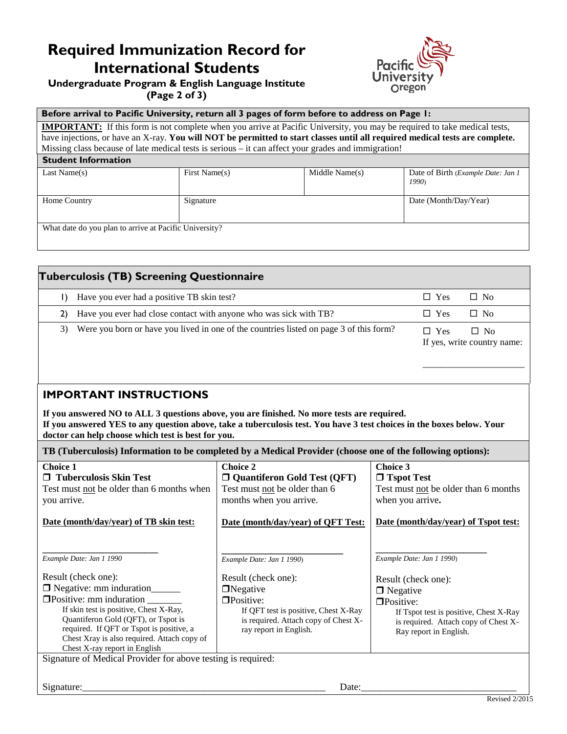# Required Immunization Record for International Students

### Undergraduate Program & English Language Institute
### (Page 2 of 3)

**Before arrival to Pacific University, return all 3 pages of form before to address on Page 1:**

**IMPORTANT:** If this form is not complete when you arrive at Pacific University, you may be required to take medical tests, have injections, or have an X-ray. **You will NOT be permitted to start classes until all required medical tests are complete.** Missing class because of late medical tests is serious – it can affect your grades and immigration!

**Student Information**

| Last Name(s) | First Name(s) | Middle Name(s) | Date of Birth (*Example Date: Jan 1 1990*) |
|---|---|---|---|
| Home Country | Signature | | Date (Month/Day/Year) |
| What date do you plan to arrive at Pacific University? | | | |

## Tuberculosis (TB) Screening Questionnaire

| | | |
|---|---|---|
| 1) | Have you ever had a positive TB skin test? | ☐ Yes ☐ No |
| 2) | Have you ever had close contact with anyone who was sick with TB? | ☐ Yes ☐ No |
| 3) | Were you born or have you lived in one of the countries listed on page 3 of this form? | ☐ Yes ☐ No<br>If yes, write country name:<br>____________________ |

## IMPORTANT INSTRUCTIONS

**If you answered NO to ALL 3 questions above, you are finished. No more tests are required.**
**If you answered YES to any question above, take a tuberculosis test. You have 3 test choices in the boxes below. Your doctor can help choose which test is best for you.**

**TB (Tuberculosis) Information to be completed by a Medical Provider (choose one of the following options):**

| **Choice 1** | **Choice 2** | **Choice 3** |
|---|---|---|
| ☐ **Tuberculosis Skin Test** | ☐ **Quantiferon Gold Test (QFT)** | ☐ **Tspot Test** |
| Test must not be older than 6 months when you arrive. | Test must not be older than 6 months when you arrive. | Test must not be older than 6 months when you arrive. |
| **Date (month/day/year) of TB skin test:**<br>____________________<br>*Example Date: Jan 1 1990* | **Date (month/day/year) of QFT Test:**<br>____________________<br>*Example Date: Jan 1 1990*) | **Date (month/day/year) of Tspot test:**<br>____________________<br>*Example Date: Jan 1 1990*) |
| Result (check one):<br>☐ Negative: mm induration______<br>☐Positive: mm induration _______<br>If skin test is positive, Chest X-Ray, Quantiferon Gold (QFT), or Tspot is required. If QFT or Tspot is positive, a Chest Xray is also required. Attach copy of Chest X-ray report in English | Result (check one):<br>☐Negative<br>☐Positive:<br>If QFT test is positive, Chest X-Ray is required. Attach copy of Chest X-ray report in English. | Result (check one):<br>☐ Negative<br>☐Positive:<br>If Tspot test is positive, Chest X-Ray is required. Attach copy of Chest X-Ray report in English. |

Signature of Medical Provider for above testing is required:

Signature:__________________________________________________ Date:______________________________

Revised 2/2015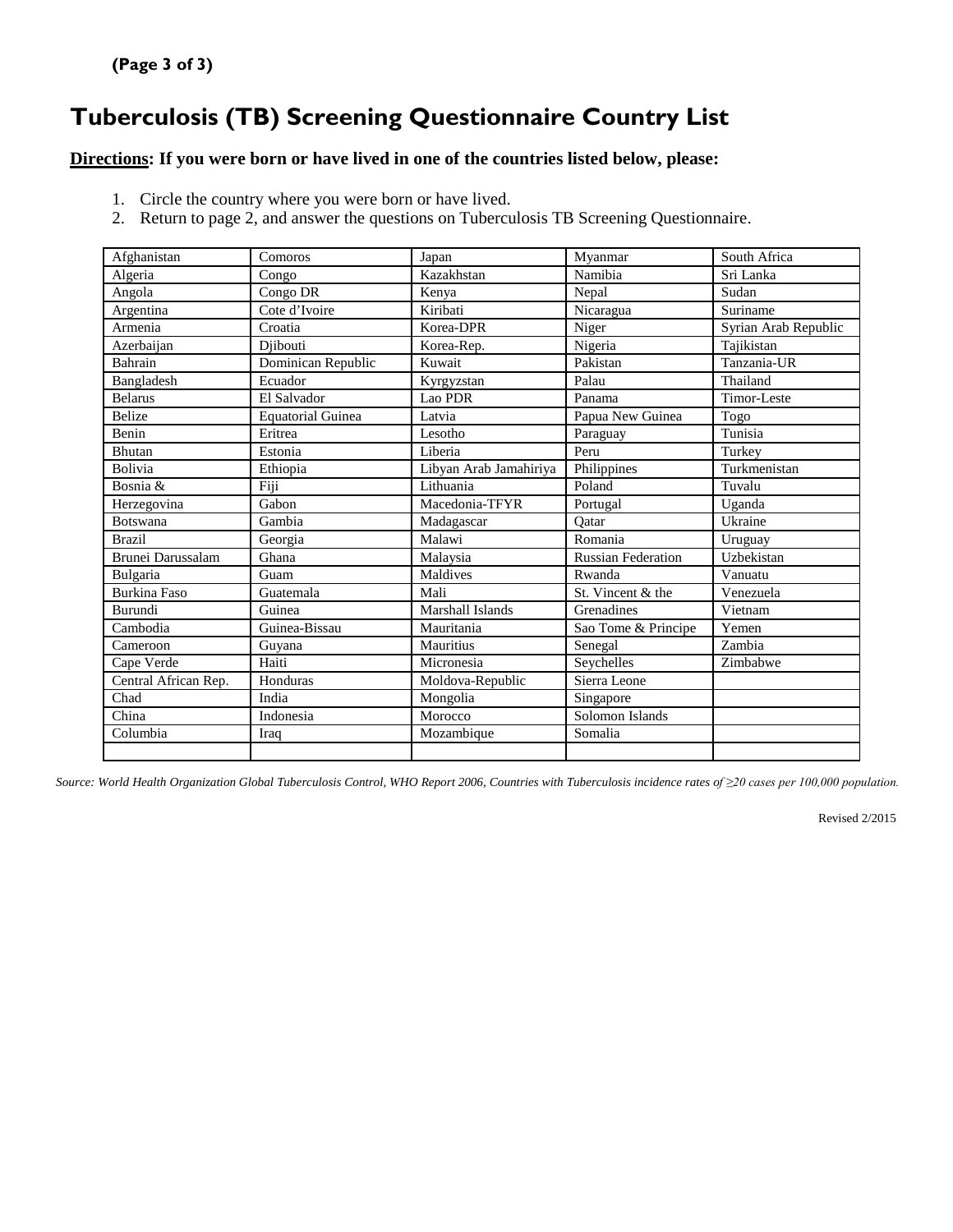## Tuberculosis (TB) Screening Questionnaire Country List

**<u>Directions</u>: If you were born or have lived in one of the countries listed below, please:**

1. Circle the country where you were born or have lived.
2. Return to page 2, and answer the questions on Tuberculosis TB Screening Questionnaire.

| | | | | |
|---|---|---|---|---|
| Afghanistan | Comoros | Japan | Myanmar | South Africa |
| Algeria | Congo | Kazakhstan | Namibia | Sri Lanka |
| Angola | Congo DR | Kenya | Nepal | Sudan |
| Argentina | Cote d'Ivoire | Kiribati | Nicaragua | Suriname |
| Armenia | Croatia | Korea-DPR | Niger | Syrian Arab Republic |
| Azerbaijan | Djibouti | Korea-Rep. | Nigeria | Tajikistan |
| Bahrain | Dominican Republic | Kuwait | Pakistan | Tanzania-UR |
| Bangladesh | Ecuador | Kyrgyzstan | Palau | Thailand |
| Belarus | El Salvador | Lao PDR | Panama | Timor-Leste |
| Belize | Equatorial Guinea | Latvia | Papua New Guinea | Togo |
| Benin | Eritrea | Lesotho | Paraguay | Tunisia |
| Bhutan | Estonia | Liberia | Peru | Turkey |
| Bolivia | Ethiopia | Libyan Arab Jamahiriya | Philippines | Turkmenistan |
| Bosnia & | Fiji | Lithuania | Poland | Tuvalu |
| Herzegovina | Gabon | Macedonia-TFYR | Portugal | Uganda |
| Botswana | Gambia | Madagascar | Qatar | Ukraine |
| Brazil | Georgia | Malawi | Romania | Uruguay |
| Brunei Darussalam | Ghana | Malaysia | Russian Federation | Uzbekistan |
| Bulgaria | Guam | Maldives | Rwanda | Vanuatu |
| Burkina Faso | Guatemala | Mali | St. Vincent & the | Venezuela |
| Burundi | Guinea | Marshall Islands | Grenadines | Vietnam |
| Cambodia | Guinea-Bissau | Mauritania | Sao Tome & Principe | Yemen |
| Cameroon | Guyana | Mauritius | Senegal | Zambia |
| Cape Verde | Haiti | Micronesia | Seychelles | Zimbabwe |
| Central African Rep. | Honduras | Moldova-Republic | Sierra Leone | |
| Chad | India | Mongolia | Singapore | |
| China | Indonesia | Morocco | Solomon Islands | |
| Columbia | Iraq | Mozambique | Somalia | |
| | | | | |

*Source: World Health Organization Global Tuberculosis Control, WHO Report 2006, Countries with Tuberculosis incidence rates of ≥20 cases per 100,000 population.*

Revised 2/2015